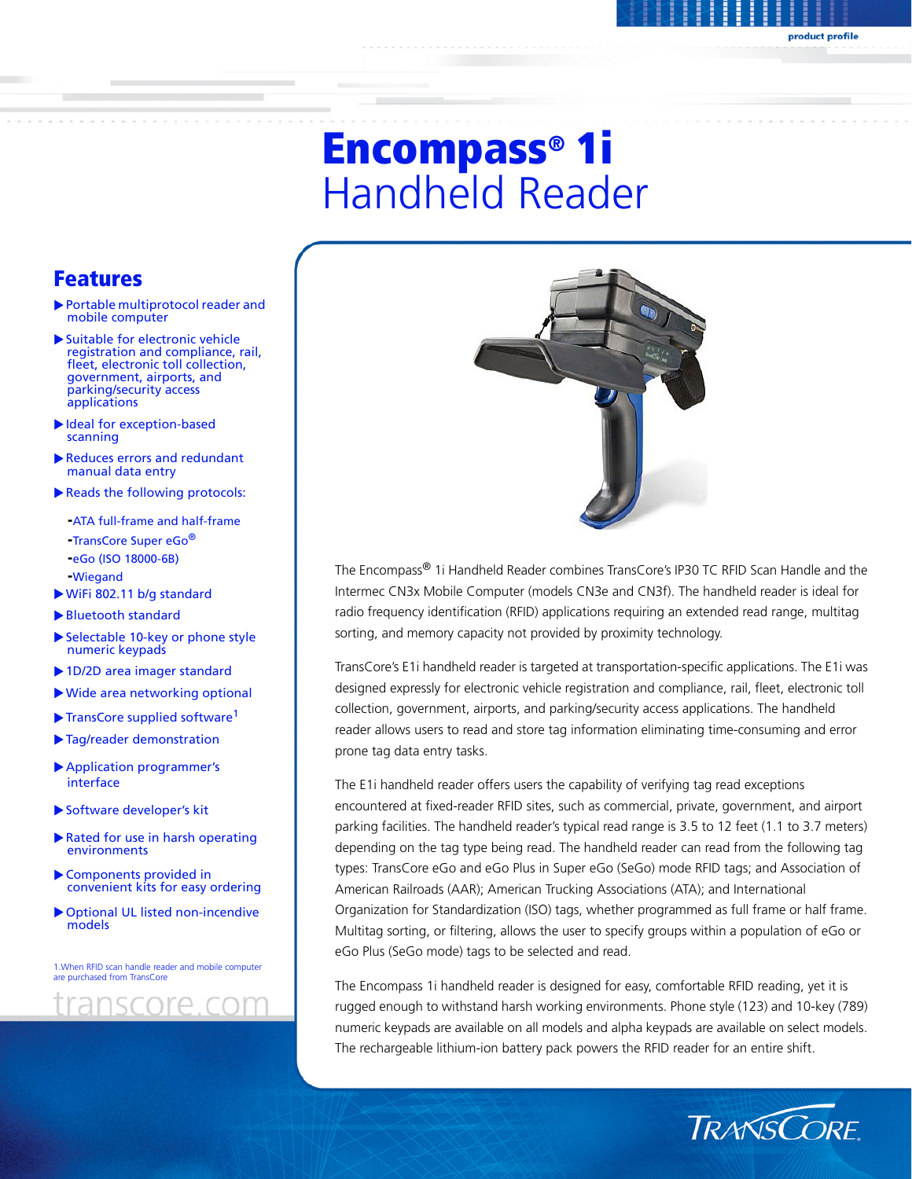# Encompass® 1i Handheld Reader

## Features

- Portable multiprotocol reader and mobile computer
- Suitable for electronic vehicle registration and compliance, rail, fleet, electronic toll collection, government, airports, and parking/security access applications
- Ideal for exception-based scanning
- Reduces errors and redundant manual data entry
- Reads the following protocols:
  - ATA full-frame and half-frame
  - TransCore Super eGo®
  - eGo (ISO 18000-6B)
  - Wiegand
- WiFi 802.11 b/g standard
- Bluetooth standard
- Selectable 10-key or phone style numeric keypads
- 1D/2D area imager standard
- Wide area networking optional
- TransCore supplied software[1]
- Tag/reader demonstration
- Application programmer's interface
- Software developer's kit
- Rated for use in harsh operating environments
- Components provided in convenient kits for easy ordering
- Optional UL listed non-incendive models

1.When RFID scan handle reader and mobile computer are purchased from TransCore

transcore.com

The Encompass® 1i Handheld Reader combines TransCore's IP30 TC RFID Scan Handle and the Intermec CN3x Mobile Computer (models CN3e and CN3f). The handheld reader is ideal for radio frequency identification (RFID) applications requiring an extended read range, multitag sorting, and memory capacity not provided by proximity technology.

TransCore's E1i handheld reader is targeted at transportation-specific applications. The E1i was designed expressly for electronic vehicle registration and compliance, rail, fleet, electronic toll collection, government, airports, and parking/security access applications. The handheld reader allows users to read and store tag information eliminating time-consuming and error prone tag data entry tasks.

The E1i handheld reader offers users the capability of verifying tag read exceptions encountered at fixed-reader RFID sites, such as commercial, private, government, and airport parking facilities. The handheld reader's typical read range is 3.5 to 12 feet (1.1 to 3.7 meters) depending on the tag type being read. The handheld reader can read from the following tag types: TransCore eGo and eGo Plus in Super eGo (SeGo) mode RFID tags; and Association of American Railroads (AAR); American Trucking Associations (ATA); and International Organization for Standardization (ISO) tags, whether programmed as full frame or half frame. Multitag sorting, or filtering, allows the user to specify groups within a population of eGo or eGo Plus (SeGo mode) tags to be selected and read.

The Encompass 1i handheld reader is designed for easy, comfortable RFID reading, yet it is rugged enough to withstand harsh working environments. Phone style (123) and 10-key (789) numeric keypads are available on all models and alpha keypads are available on select models. The rechargeable lithium-ion battery pack powers the RFID reader for an entire shift.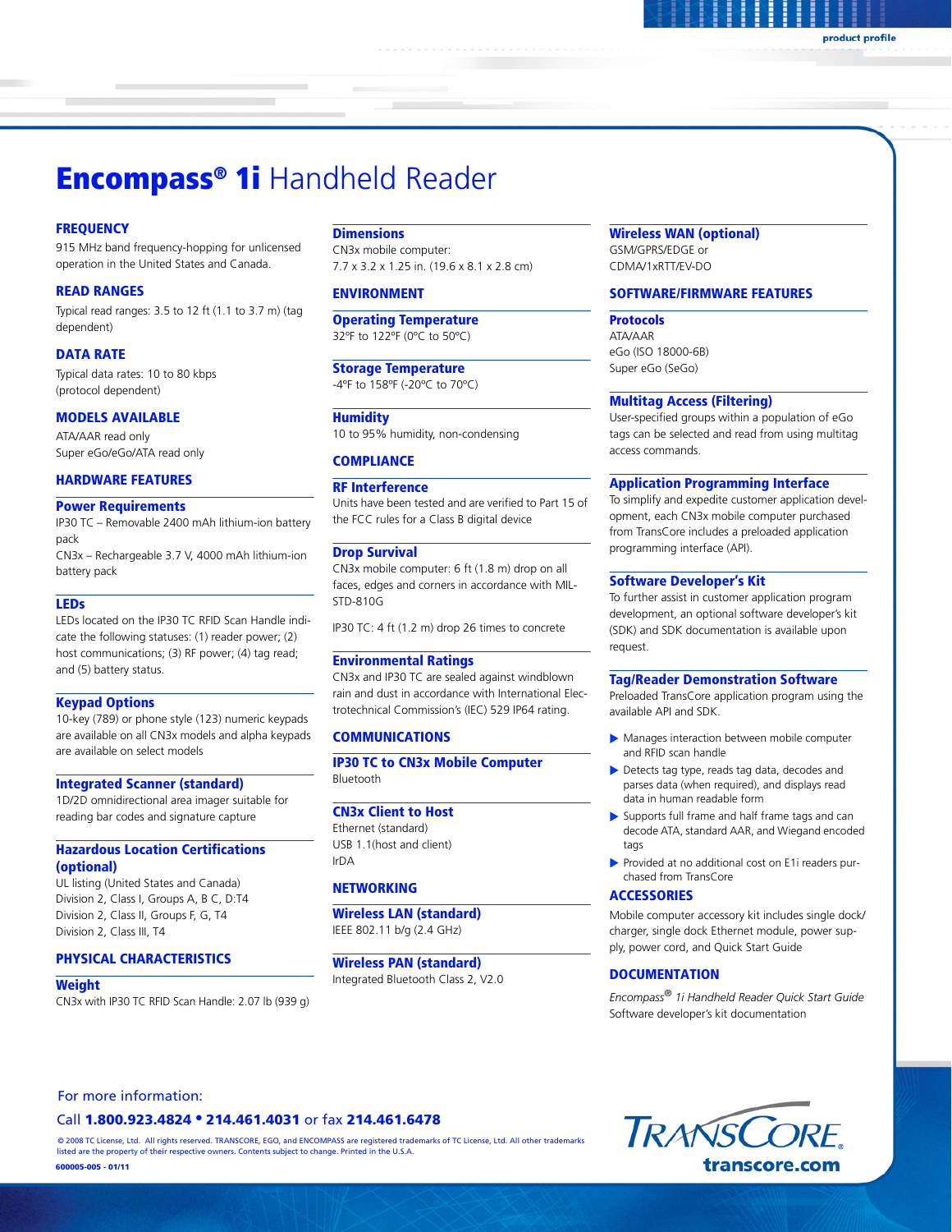# Encompass® 1i Handheld Reader

## FREQUENCY

915 MHz band frequency-hopping for unlicensed operation in the United States and Canada.

## READ RANGES

Typical read ranges: 3.5 to 12 ft (1.1 to 3.7 m) (tag dependent)

## DATA RATE

Typical data rates: 10 to 80 kbps (protocol dependent)

## MODELS AVAILABLE

ATA/AAR read only
Super eGo/eGo/ATA read only

## HARDWARE FEATURES

### Power Requirements

IP30 TC – Removable 2400 mAh lithium-ion battery pack
CN3x – Rechargeable 3.7 V, 4000 mAh lithium-ion battery pack

### LEDs

LEDs located on the IP30 TC RFID Scan Handle indicate the following statuses: (1) reader power; (2) host communications; (3) RF power; (4) tag read; and (5) battery status.

### Keypad Options

10-key (789) or phone style (123) numeric keypads are available on all CN3x models and alpha keypads are available on select models

### Integrated Scanner (standard)

1D/2D omnidirectional area imager suitable for reading bar codes and signature capture

### Hazardous Location Certifications (optional)

UL listing (United States and Canada)
Division 2, Class I, Groups A, B C, D:T4
Division 2, Class II, Groups F, G, T4
Division 2, Class III, T4

## PHYSICAL CHARACTERISTICS

### Weight

CN3x with IP30 TC RFID Scan Handle: 2.07 lb (939 g)

### Dimensions

CN3x mobile computer:
7.7 x 3.2 x 1.25 in. (19.6 x 8.1 x 2.8 cm)

## ENVIRONMENT

### Operating Temperature

32ºF to 122ºF (0ºC to 50ºC)

### Storage Temperature

-4ºF to 158ºF (-20ºC to 70ºC)

### Humidity

10 to 95% humidity, non-condensing

## COMPLIANCE

### RF Interference

Units have been tested and are verified to Part 15 of the FCC rules for a Class B digital device

### Drop Survival

CN3x mobile computer: 6 ft (1.8 m) drop on all faces, edges and corners in accordance with MIL-STD-810G

IP30 TC: 4 ft (1.2 m) drop 26 times to concrete

### Environmental Ratings

CN3x and IP30 TC are sealed against windblown rain and dust in accordance with International Electrotechnical Commission's (IEC) 529 IP64 rating.

## COMMUNICATIONS

### IP30 TC to CN3x Mobile Computer

Bluetooth

### CN3x Client to Host

Ethernet (standard)
USB 1.1(host and client)
IrDA

## NETWORKING

### Wireless LAN (standard)

IEEE 802.11 b/g (2.4 GHz)

### Wireless PAN (standard)

Integrated Bluetooth Class 2, V2.0

### Wireless WAN (optional)

GSM/GPRS/EDGE or
CDMA/1xRTT/EV-DO

## SOFTWARE/FIRMWARE FEATURES

### Protocols

ATA/AAR
eGo (ISO 18000-6B)
Super eGo (SeGo)

### Multitag Access (Filtering)

User-specified groups within a population of eGo tags can be selected and read from using multitag access commands.

### Application Programming Interface

To simplify and expedite customer application development, each CN3x mobile computer purchased from TransCore includes a preloaded application programming interface (API).

### Software Developer's Kit

To further assist in customer application program development, an optional software developer's kit (SDK) and SDK documentation is available upon request.

### Tag/Reader Demonstration Software

Preloaded TransCore application program using the available API and SDK.

- Manages interaction between mobile computer and RFID scan handle
- Detects tag type, reads tag data, decodes and parses data (when required), and displays read data in human readable form
- Supports full frame and half frame tags and can decode ATA, standard AAR, and Wiegand encoded tags
- Provided at no additional cost on E1i readers purchased from TransCore

## ACCESSORIES

Mobile computer accessory kit includes single dock/charger, single dock Ethernet module, power supply, power cord, and Quick Start Guide

## DOCUMENTATION

*Encompass® 1i Handheld Reader Quick Start Guide*
Software developer's kit documentation

For more information:

Call **1.800.923.4824 • 214.461.4031** or fax **214.461.6478**

© 2008 TC License, Ltd. All rights reserved. TRANSCORE, EGO, and ENCOMPASS are registered trademarks of TC License, Ltd. All other trademarks listed are the property of their respective owners. Contents subject to change. Printed in the U.S.A.

**600005-005 - 01/11**

TRANSCORE
**transcore.com**